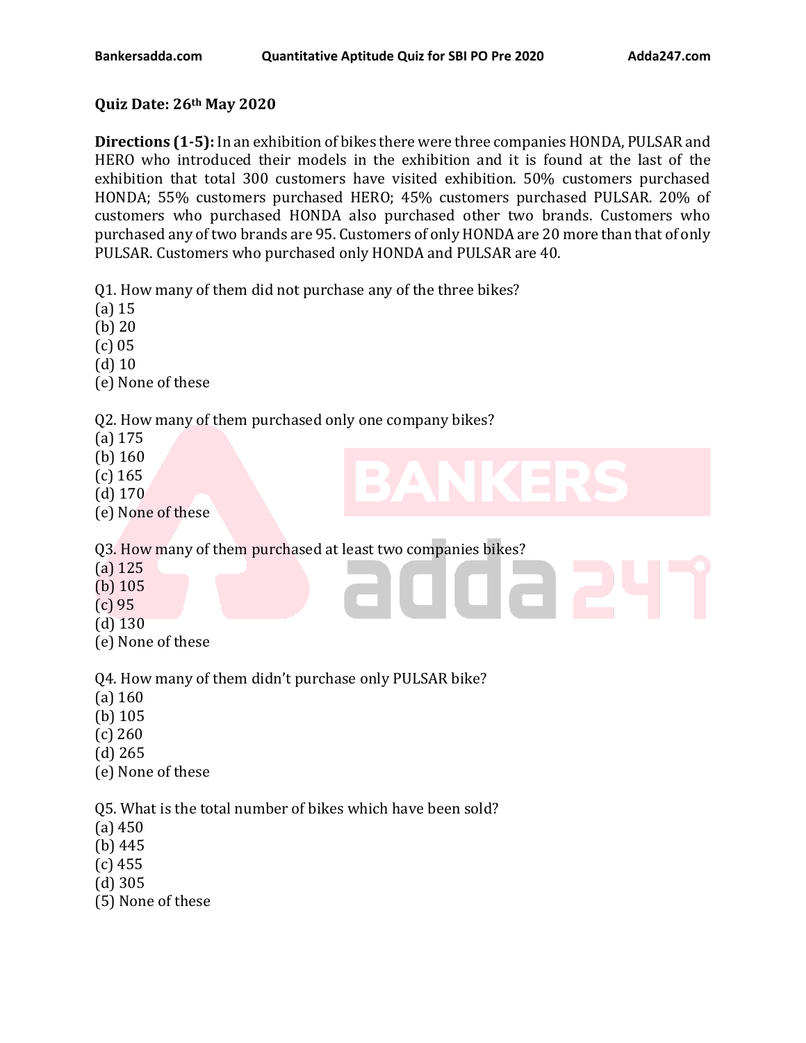**Quiz Date: 26th May 2020**

**Directions (1-5):** In an exhibition of bikes there were three companies HONDA, PULSAR and HERO who introduced their models in the exhibition and it is found at the last of the exhibition that total 300 customers have visited exhibition. 50% customers purchased HONDA; 55% customers purchased HERO; 45% customers purchased PULSAR. 20% of customers who purchased HONDA also purchased other two brands. Customers who purchased any of two brands are 95. Customers of only HONDA are 20 more than that of only PULSAR. Customers who purchased only HONDA and PULSAR are 40.

Q1. How many of them did not purchase any of the three bikes?
(a) 15
(b) 20
(c) 05
(d) 10
(e) None of these

Q2. How many of them purchased only one company bikes?
(a) 175
(b) 160
(c) 165
(d) 170
(e) None of these

Q3. How many of them purchased at least two companies bikes?
(a) 125
(b) 105
(c) 95
(d) 130
(e) None of these

Q4. How many of them didn't purchase only PULSAR bike?
(a) 160
(b) 105
(c) 260
(d) 265
(e) None of these

Q5. What is the total number of bikes which have been sold?
(a) 450
(b) 445
(c) 455
(d) 305
(5) None of these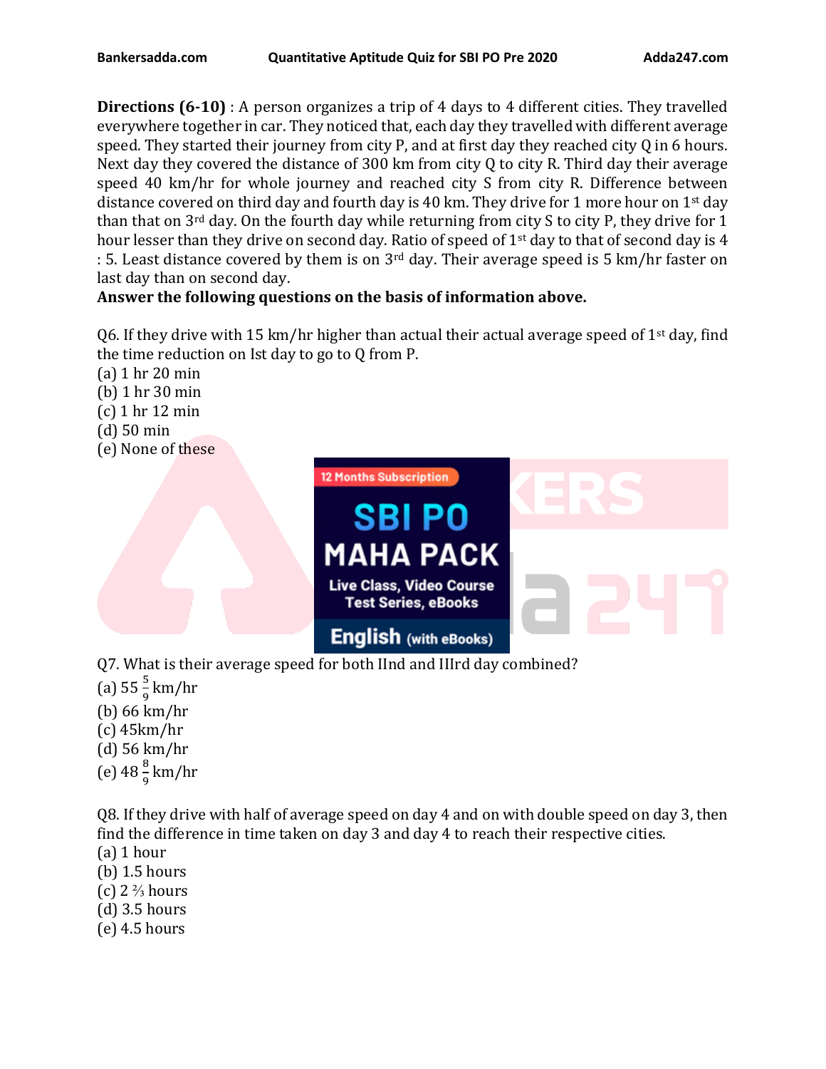**Directions (6-10)** : A person organizes a trip of 4 days to 4 different cities. They travelled everywhere together in car. They noticed that, each day they travelled with different average speed. They started their journey from city P, and at first day they reached city Q in 6 hours. Next day they covered the distance of 300 km from city Q to city R. Third day their average speed 40 km/hr for whole journey and reached city S from city R. Difference between distance covered on third day and fourth day is 40 km. They drive for 1 more hour on 1st day than that on 3rd day. On the fourth day while returning from city S to city P, they drive for 1 hour lesser than they drive on second day. Ratio of speed of 1st day to that of second day is 4 : 5. Least distance covered by them is on 3rd day. Their average speed is 5 km/hr faster on last day than on second day.

**Answer the following questions on the basis of information above.**

Q6. If they drive with 15 km/hr higher than actual their actual average speed of 1st day, find the time reduction on Ist day to go to Q from P.

(a) 1 hr 20 min
(b) 1 hr 30 min
(c) 1 hr 12 min
(d) 50 min
(e) None of these

Q7. What is their average speed for both IInd and IIIrd day combined?

(a) $55\frac{5}{9}$ km/hr
(b) 66 km/hr
(c) 45km/hr
(d) 56 km/hr
(e) $48\frac{8}{9}$ km/hr

Q8. If they drive with half of average speed on day 4 and on with double speed on day 3, then find the difference in time taken on day 3 and day 4 to reach their respective cities.

(a) 1 hour
(b) 1.5 hours
(c) $2\frac{2}{3}$ hours
(d) 3.5 hours
(e) 4.5 hours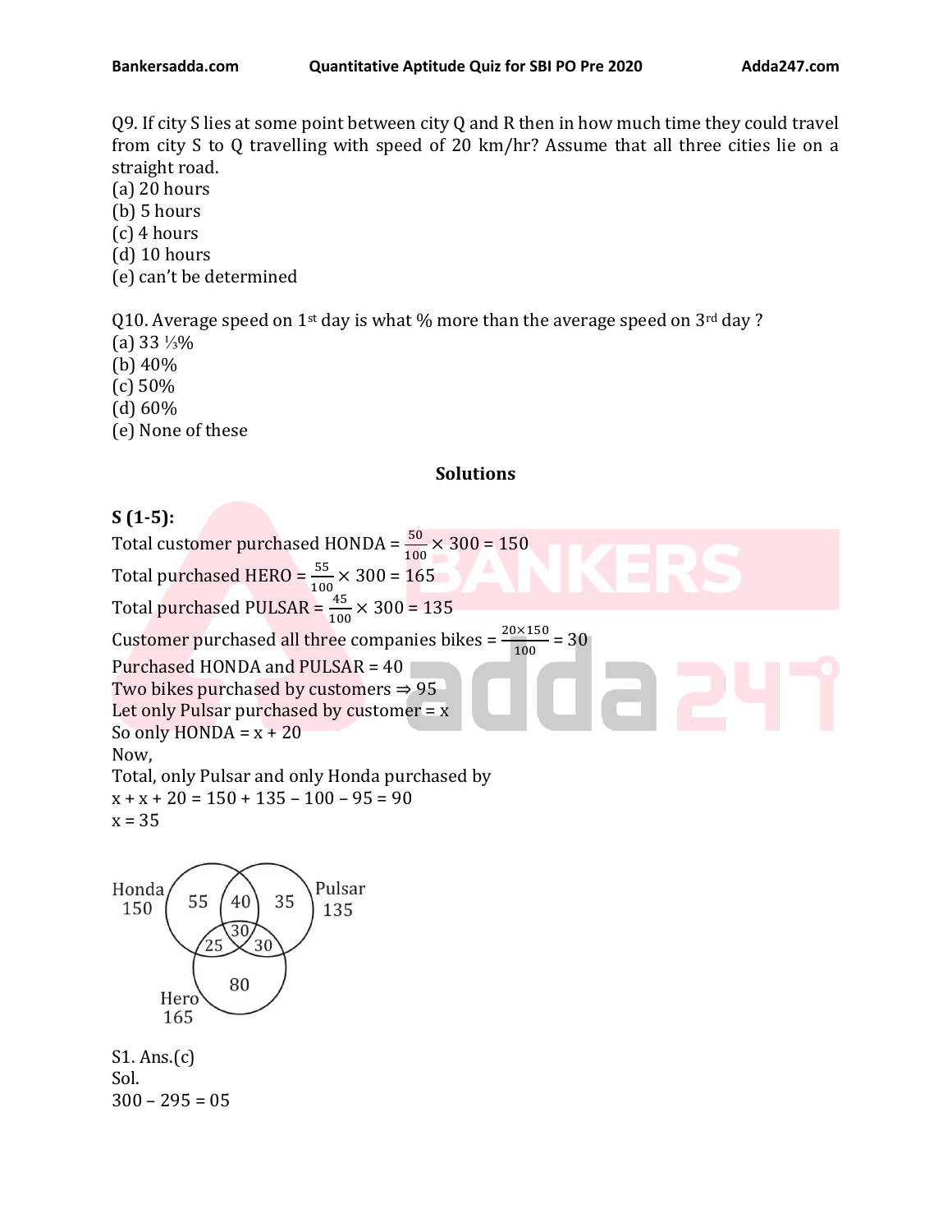Q9. If city S lies at some point between city Q and R then in how much time they could travel from city S to Q travelling with speed of 20 km/hr? Assume that all three cities lie on a straight road.

(a) 20 hours
(b) 5 hours
(c) 4 hours
(d) 10 hours
(e) can't be determined

Q10. Average speed on 1st day is what % more than the average speed on 3rd day ?

(a) 33 ⅓%
(b) 40%
(c) 50%
(d) 60%
(e) None of these

## Solutions

**S (1-5):**

Total customer purchased HONDA = $\frac{50}{100} \times 300 = 150$

Total purchased HERO = $\frac{55}{100} \times 300 = 165$

Total purchased PULSAR = $\frac{45}{100} \times 300 = 135$

Customer purchased all three companies bikes = $\frac{20 \times 150}{100} = 30$

Purchased HONDA and PULSAR = 40

Two bikes purchased by customers ⇒ 95

Let only Pulsar purchased by customer = x

So only HONDA = x + 20

Now,

Total, only Pulsar and only Honda purchased by

x + x + 20 = 150 + 135 – 100 – 95 = 90

x = 35

Honda 150: only Honda 55, Honda & Pulsar 40, Honda & Hero 25, all three 30
Pulsar 135: only Pulsar 35, Pulsar & Hero 30
Hero 165: only Hero 80

S1. Ans.(c)

Sol.

300 – 295 = 05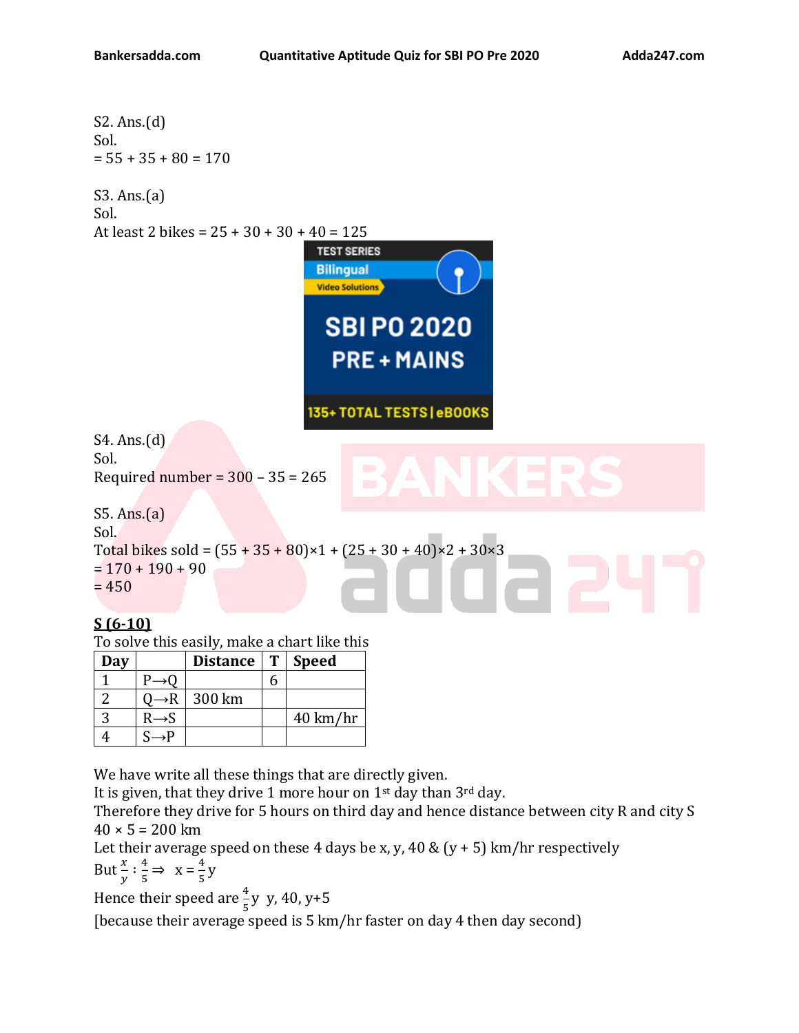S2. Ans.(d)
Sol.
= 55 + 35 + 80 = 170

S3. Ans.(a)
Sol.
At least 2 bikes = 25 + 30 + 30 + 40 = 125

S4. Ans.(d)
Sol.
Required number = 300 – 35 = 265

S5. Ans.(a)
Sol.
Total bikes sold = (55 + 35 + 80)×1 + (25 + 30 + 40)×2 + 30×3
= 170 + 190 + 90
= 450

**S (6-10)**
To solve this easily, make a chart like this

| Day | | Distance | T | Speed |
|---|---|---|---|---|
| 1 | P→Q | | 6 | |
| 2 | Q→R | 300 km | | |
| 3 | R→S | | | 40 km/hr |
| 4 | S→P | | | |

We have write all these things that are directly given.
It is given, that they drive 1 more hour on 1st day than 3rd day.
Therefore they drive for 5 hours on third day and hence distance between city R and city S
40 × 5 = 200 km
Let their average speed on these 4 days be x, y, 40 & (y + 5) km/hr respectively
But $\frac{x}{y} : \frac{4}{5} \Rightarrow\ \ x = \frac{4}{5}y$
Hence their speed are $\frac{4}{5}y$ y, 40, y+5
[because their average speed is 5 km/hr faster on day 4 then day second)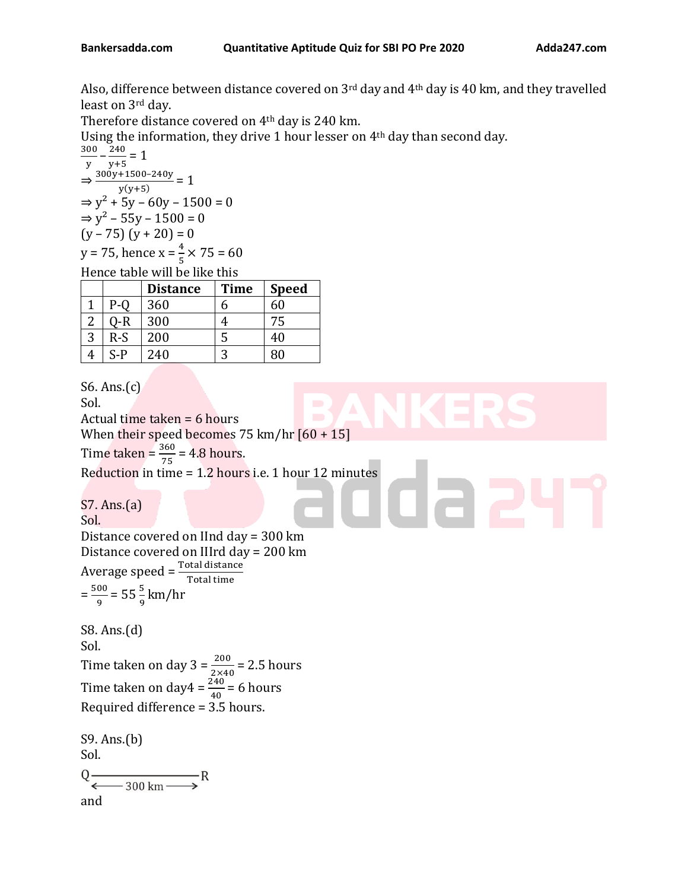Also, difference between distance covered on 3rd day and 4th day is 40 km, and they travelled least on 3rd day.

Therefore distance covered on 4th day is 240 km.

Using the information, they drive 1 hour lesser on 4th day than second day.

$\frac{300}{y} - \frac{240}{y+5} = 1$

$\Rightarrow \frac{300y+1500-240y}{y(y+5)} = 1$

$\Rightarrow y^2 + 5y - 60y - 1500 = 0$

$\Rightarrow y^2 - 55y - 1500 = 0$

$(y - 75)(y + 20) = 0$

$y = 75$, hence $x = \frac{4}{5} \times 75 = 60$

Hence table will be like this

| | | Distance | Time | Speed |
|---|---|---|---|---|
| 1 | P-Q | 360 | 6 | 60 |
| 2 | Q-R | 300 | 4 | 75 |
| 3 | R-S | 200 | 5 | 40 |
| 4 | S-P | 240 | 3 | 80 |

S6. Ans.(c)

Sol.

Actual time taken = 6 hours

When their speed becomes 75 km/hr [60 + 15]

Time taken = $\frac{360}{75}$ = 4.8 hours.

Reduction in time = 1.2 hours i.e. 1 hour 12 minutes

S7. Ans.(a)

Sol.

Distance covered on IInd day = 300 km

Distance covered on IIIrd day = 200 km

Average speed = $\frac{\text{Total distance}}{\text{Total time}}$

$= \frac{500}{9} = 55\frac{5}{9}$ km/hr

S8. Ans.(d)

Sol.

Time taken on day 3 = $\frac{200}{2\times40}$ = 2.5 hours

Time taken on day4 = $\frac{240}{40}$ = 6 hours

Required difference = 3.5 hours.

S9. Ans.(b)

Sol.

Q———————R
←— 300 km —→

and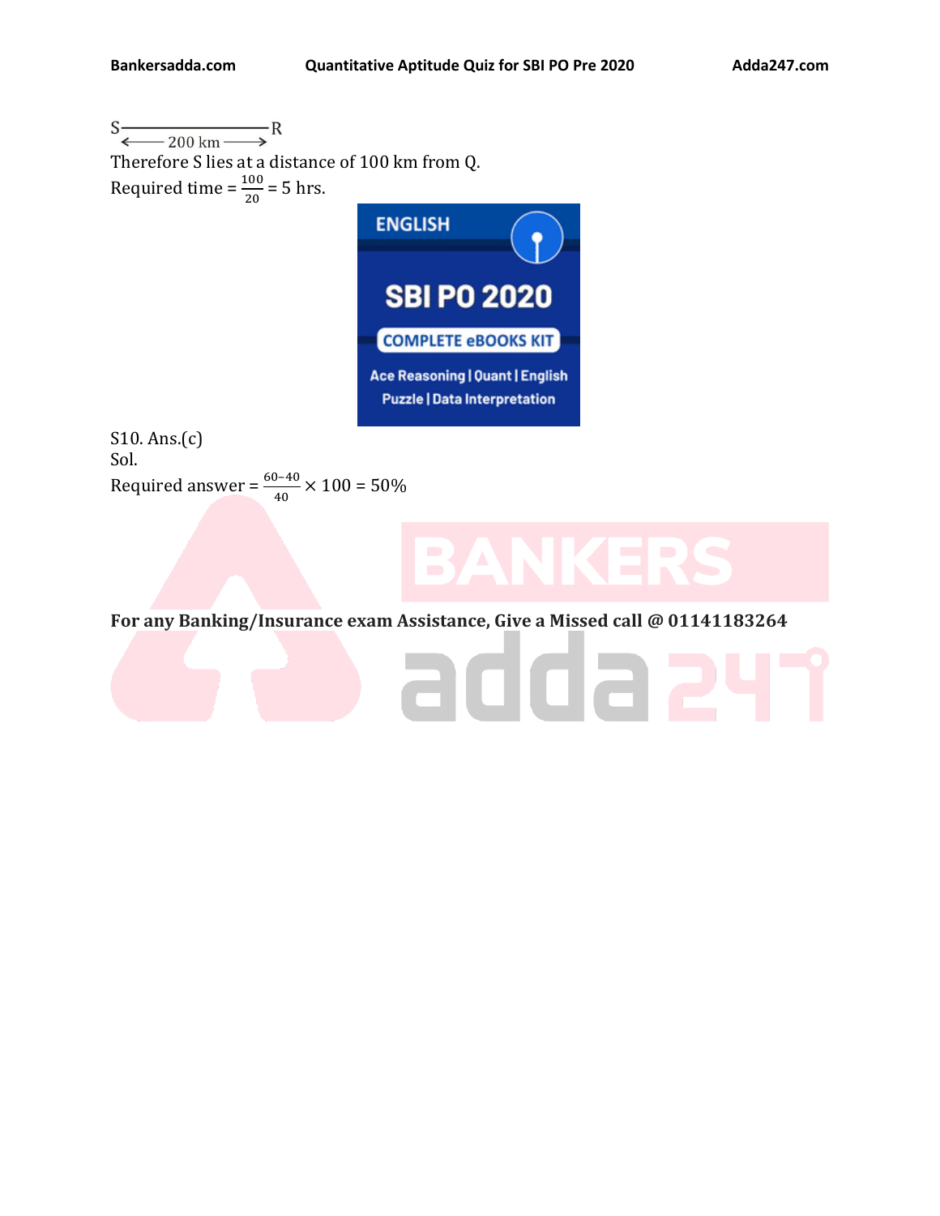S ——————— R
⟵ 200 km ⟶

Therefore S lies at a distance of 100 km from Q.

Required time = $\frac{100}{20}$ = 5 hrs.

S10. Ans.(c)

Sol.

Required answer = $\frac{60-40}{40} \times 100$ = 50%

**For any Banking/Insurance exam Assistance, Give a Missed call @ 01141183264**